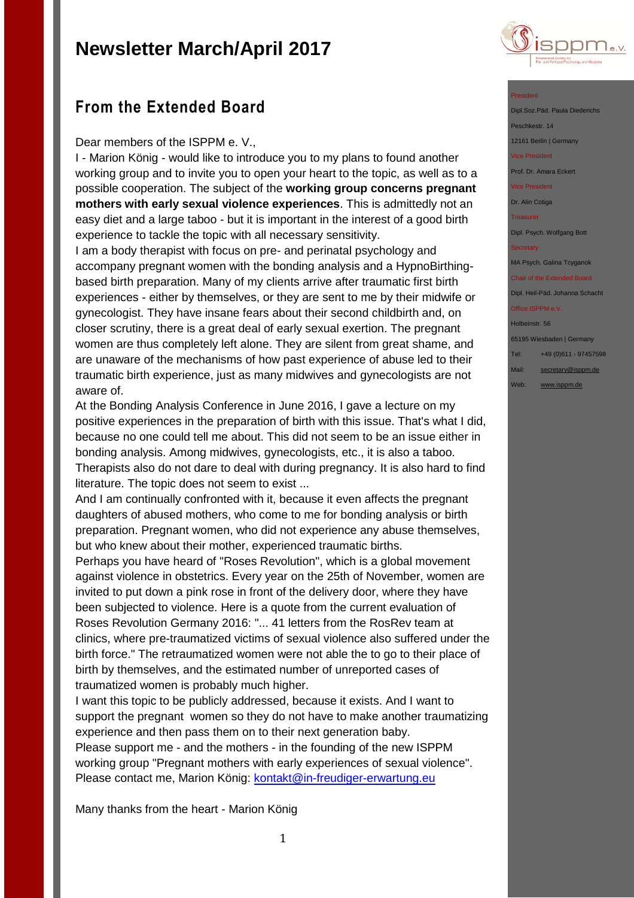# Newsletter March/April 2017

## From the Extended Board

Dear members of the ISPPM e. V.,

I - Marion König - would like to introduce you to my plans to found another working group and to invite you to open your heart to the topic, as well as to a possible cooperation. The subject of the **working group concerns pregnant mothers with early sexual violence experiences**. This is admittedly not an easy diet and a large taboo - but it is important in the interest of a good birth experience to tackle the topic with all necessary sensitivity.

I am a body therapist with focus on pre- and perinatal psychology and accompany pregnant women with the bonding analysis and a HypnoBirthing-based birth preparation. Many of my clients arrive after traumatic first birth experiences - either by themselves, or they are sent to me by their midwife or gynecologist. They have insane fears about their second childbirth and, on closer scrutiny, there is a great deal of early sexual exertion. The pregnant women are thus completely left alone. They are silent from great shame, and are unaware of the mechanisms of how past experience of abuse led to their traumatic birth experience, just as many midwives and gynecologists are not aware of.

At the Bonding Analysis Conference in June 2016, I gave a lecture on my positive experiences in the preparation of birth with this issue. That's what I did, because no one could tell me about. This did not seem to be an issue either in bonding analysis. Among midwives, gynecologists, etc., it is also a taboo. Therapists also do not dare to deal with during pregnancy. It is also hard to find literature. The topic does not seem to exist ...

And I am continually confronted with it, because it even affects the pregnant daughters of abused mothers, who come to me for bonding analysis or birth preparation. Pregnant women, who did not experience any abuse themselves, but who knew about their mother, experienced traumatic births.

Perhaps you have heard of "Roses Revolution", which is a global movement against violence in obstetrics. Every year on the 25th of November, women are invited to put down a pink rose in front of the delivery door, where they have been subjected to violence. Here is a quote from the current evaluation of Roses Revolution Germany 2016: "... 41 letters from the RosRev team at clinics, where pre-traumatized victims of sexual violence also suffered under the birth force." The retraumatized women were not able the to go to their place of birth by themselves, and the estimated number of unreported cases of traumatized women is probably much higher.

I want this topic to be publicly addressed, because it exists. And I want to support the pregnant women so they do not have to make another traumatizing experience and then pass them on to their next generation baby.

Please support me - and the mothers - in the founding of the new ISPPM working group "Pregnant mothers with early experiences of sexual violence". Please contact me, Marion König: kontakt@in-freudiger-erwartung.eu

Many thanks from the heart - Marion König

---

isppm e.V.
International Society for Pre- and Perinatal Psychology and Medicine

President
Dipl.Soz.Päd. Paula Diederichs
Peschkestr. 14
12161 Berlin | Germany

Vice President
Prof. Dr. Amara Eckert

Vice President
Dr. Alin Cotiga

Treasurer
Dipl. Psych. Wolfgang Bott

Secretary
MA Psych. Galina Tcyganok

Chair of the Extended Board
Dipl. Heil-Päd. Johanna Schacht

Office ISPPM e.V.
Holbeinstr. 56
65195 Wiesbaden | Germany

Tel: +49 (0)611 - 97457598
Mail: secretary@isppm.de
Web: www.isppm.de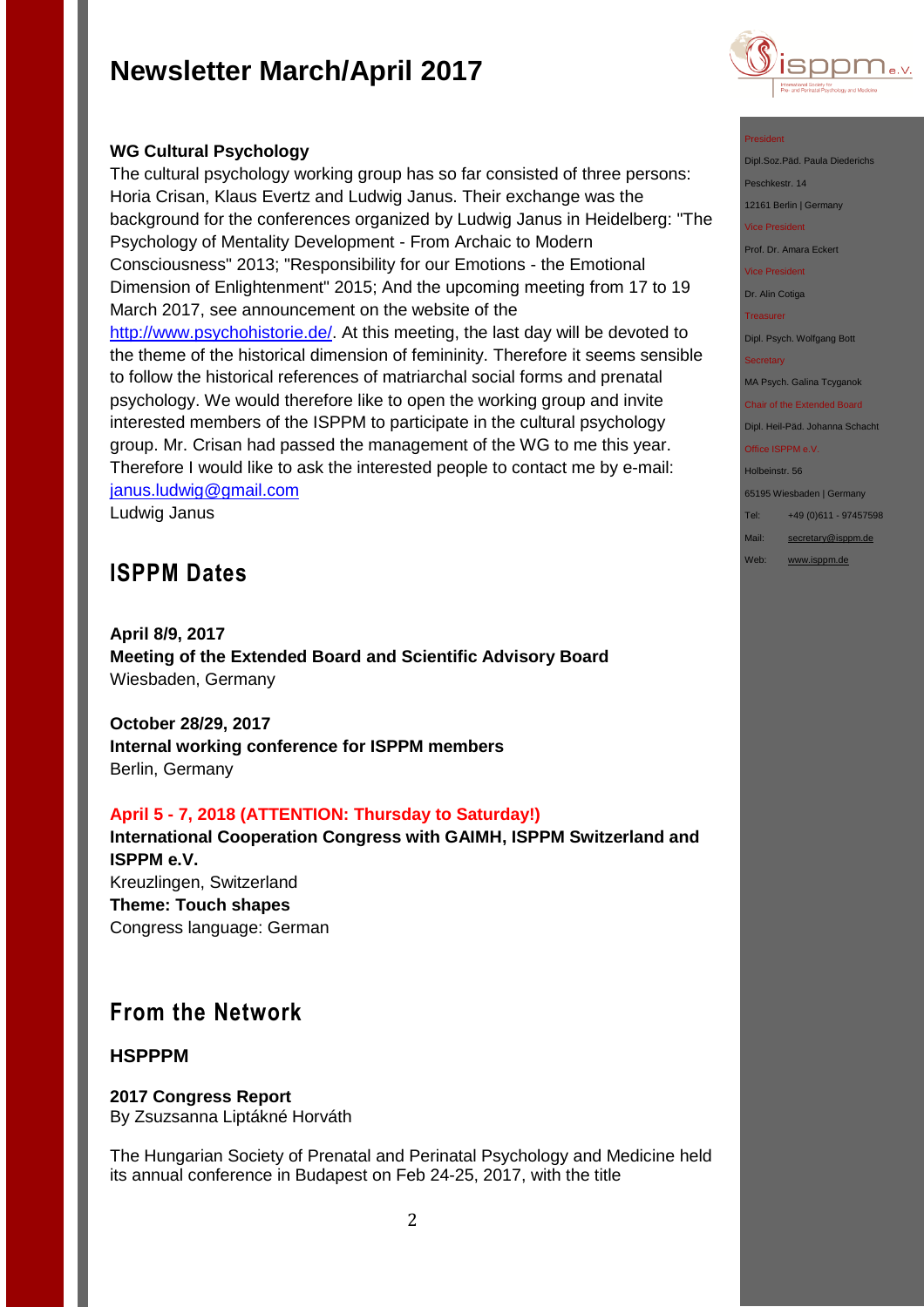# Newsletter March/April 2017

**WG Cultural Psychology**

The cultural psychology working group has so far consisted of three persons: Horia Crisan, Klaus Evertz and Ludwig Janus. Their exchange was the background for the conferences organized by Ludwig Janus in Heidelberg: "The Psychology of Mentality Development - From Archaic to Modern Consciousness" 2013; "Responsibility for our Emotions - the Emotional Dimension of Enlightenment" 2015; And the upcoming meeting from 17 to 19 March 2017, see announcement on the website of the http://www.psychohistorie.de/. At this meeting, the last day will be devoted to the theme of the historical dimension of femininity. Therefore it seems sensible to follow the historical references of matriarchal social forms and prenatal psychology. We would therefore like to open the working group and invite interested members of the ISPPM to participate in the cultural psychology group. Mr. Crisan had passed the management of the WG to me this year. Therefore I would like to ask the interested people to contact me by e-mail: janus.ludwig@gmail.com

Ludwig Janus

## ISPPM Dates

**April 8/9, 2017**
**Meeting of the Extended Board and Scientific Advisory Board**
Wiesbaden, Germany

**October 28/29, 2017**
**Internal working conference for ISPPM members**
Berlin, Germany

**April 5 - 7, 2018 (ATTENTION: Thursday to Saturday!)**
**International Cooperation Congress with GAIMH, ISPPM Switzerland and ISPPM e.V.**
Kreuzlingen, Switzerland
**Theme: Touch shapes**
Congress language: German

## From the Network

### HSPPPM

**2017 Congress Report**
By Zsuzsanna Liptákné Horváth

The Hungarian Society of Prenatal and Perinatal Psychology and Medicine held its annual conference in Budapest on Feb 24-25, 2017, with the title

President
Dipl.Soz.Päd. Paula Diederichs
Peschkestr. 14
12161 Berlin | Germany

Vice President
Prof. Dr. Amara Eckert

Vice President
Dr. Alin Cotiga

Treasurer
Dipl. Psych. Wolfgang Bott

Secretary
MA Psych. Galina Tcyganok

Chair of the Extended Board
Dipl. Heil-Päd. Johanna Schacht

Office ISPPM e.V.
Holbeinstr. 56
65195 Wiesbaden | Germany
Tel: +49 (0)611 - 97457598
Mail: secretary@isppm.de
Web: www.isppm.de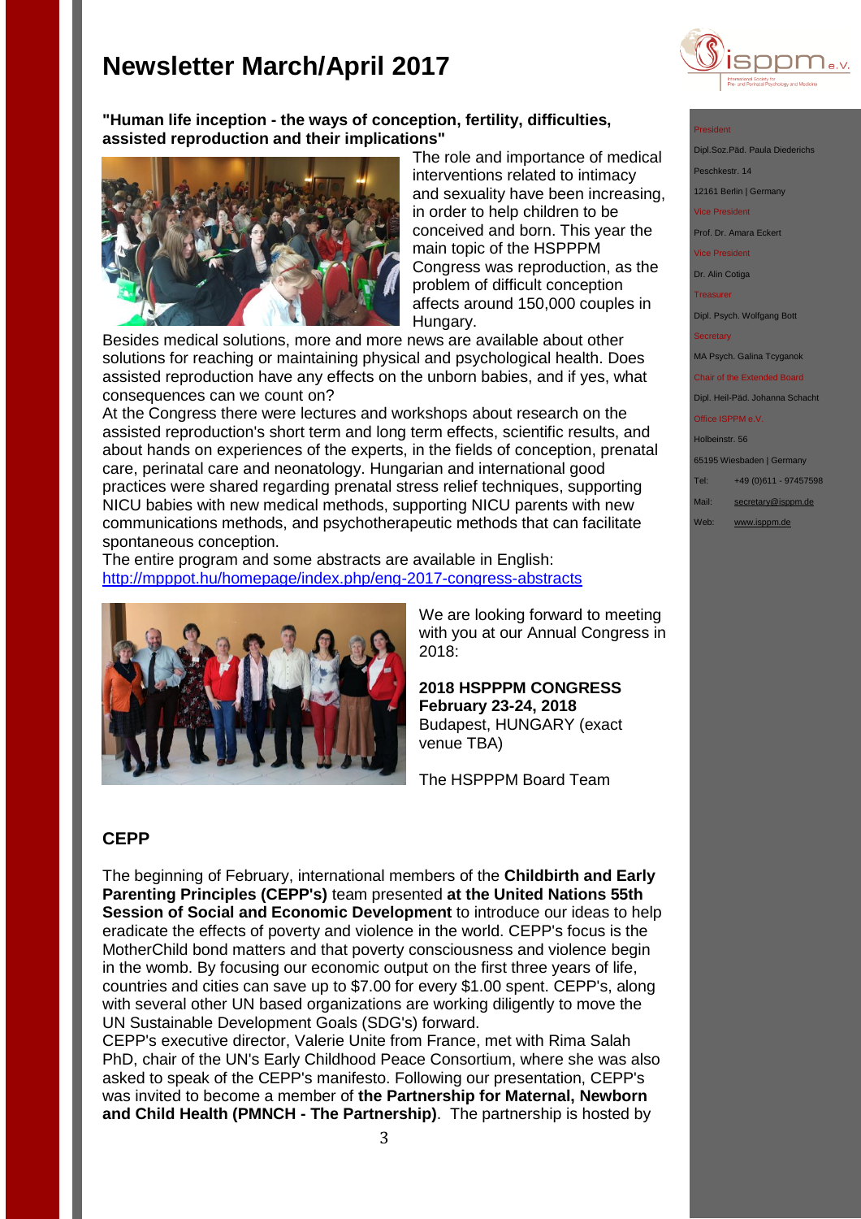# Newsletter March/April 2017

**"Human life inception - the ways of conception, fertility, difficulties, assisted reproduction and their implications"**

The role and importance of medical interventions related to intimacy and sexuality have been increasing, in order to help children to be conceived and born. This year the main topic of the HSPPPM Congress was reproduction, as the problem of difficult conception affects around 150,000 couples in Hungary.

Besides medical solutions, more and more news are available about other solutions for reaching or maintaining physical and psychological health. Does assisted reproduction have any effects on the unborn babies, and if yes, what consequences can we count on?

At the Congress there were lectures and workshops about research on the assisted reproduction's short term and long term effects, scientific results, and about hands on experiences of the experts, in the fields of conception, prenatal care, perinatal care and neonatology. Hungarian and international good practices were shared regarding prenatal stress relief techniques, supporting NICU babies with new medical methods, supporting NICU parents with new communications methods, and psychotherapeutic methods that can facilitate spontaneous conception.

The entire program and some abstracts are available in English: [http://mpppot.hu/homepage/index.php/eng-2017-congress-abstracts](http://mpppot.hu/homepage/index.php/eng-2017-congress-abstracts)

We are looking forward to meeting with you at our Annual Congress in 2018:

**2018 HSPPPM CONGRESS**
**February 23-24, 2018**
Budapest, HUNGARY (exact venue TBA)

The HSPPPM Board Team

## CEPP

The beginning of February, international members of the **Childbirth and Early Parenting Principles (CEPP's)** team presented **at the United Nations 55th Session of Social and Economic Development** to introduce our ideas to help eradicate the effects of poverty and violence in the world. CEPP's focus is the MotherChild bond matters and that poverty consciousness and violence begin in the womb. By focusing our economic output on the first three years of life, countries and cities can save up to $7.00 for every $1.00 spent. CEPP's, along with several other UN based organizations are working diligently to move the UN Sustainable Development Goals (SDG's) forward.

CEPP's executive director, Valerie Unite from France, met with Rima Salah PhD, chair of the UN's Early Childhood Peace Consortium, where she was also asked to speak of the CEPP's manifesto. Following our presentation, CEPP's was invited to become a member of **the Partnership for Maternal, Newborn and Child Health (PMNCH - The Partnership)**. The partnership is hosted by

---

President
Dipl.Soz.Päd. Paula Diederichs
Peschkestr. 14
12161 Berlin | Germany

Vice President
Prof. Dr. Amara Eckert

Vice President
Dr. Alin Cotiga

Treasurer
Dipl. Psych. Wolfgang Bott

Secretary
MA Psych. Galina Tcyganok

Chair of the Extended Board
Dipl. Heil-Päd. Johanna Schacht

Office ISPPM e.V.
Holbeinstr. 56
65195 Wiesbaden | Germany

Tel: +49 (0)611 - 97457598
Mail: secretary@isppm.de
Web: www.isppm.de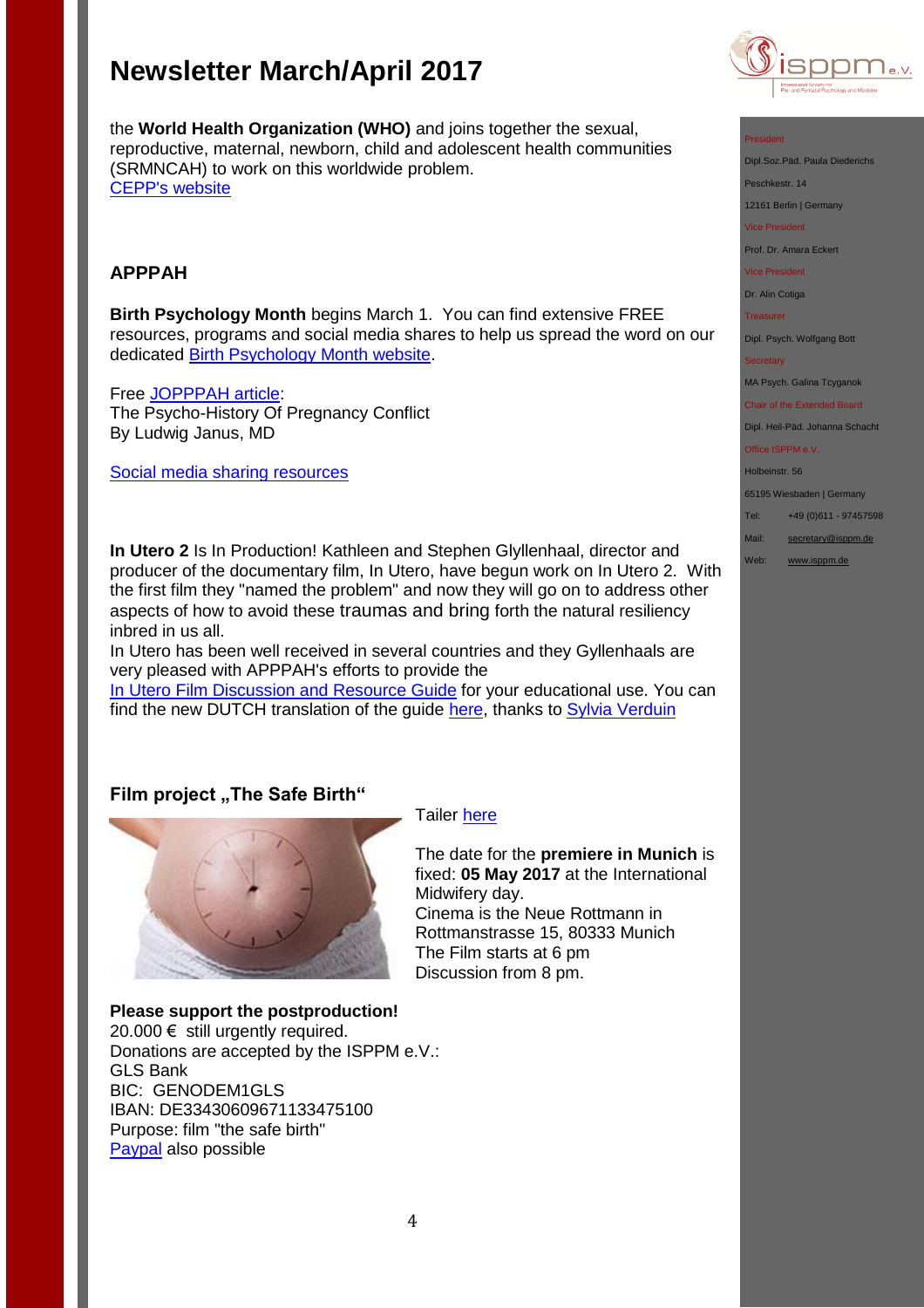the **World Health Organization (WHO)** and joins together the sexual, reproductive, maternal, newborn, child and adolescent health communities (SRMNCAH) to work on this worldwide problem.
CEPP's website

### APPPAH

**Birth Psychology Month** begins March 1. You can find extensive FREE resources, programs and social media shares to help us spread the word on our dedicated Birth Psychology Month website.

Free JOPPPAH article:
The Psycho-History Of Pregnancy Conflict
By Ludwig Janus, MD

Social media sharing resources

**In Utero 2** Is In Production! Kathleen and Stephen Glyllenhaal, director and producer of the documentary film, In Utero, have begun work on In Utero 2. With the first film they "named the problem" and now they will go on to address other aspects of how to avoid these traumas and bring forth the natural resiliency inbred in us all.
In Utero has been well received in several countries and they Gyllenhaals are very pleased with APPPAH's efforts to provide the
In Utero Film Discussion and Resource Guide for your educational use. You can find the new DUTCH translation of the guide here, thanks to Sylvia Verduin

### Film project „The Safe Birth“

Tailer here

The date for the **premiere in Munich** is fixed: **05 May 2017** at the International Midwifery day.
Cinema is the Neue Rottmann in Rottmanstrasse 15, 80333 Munich
The Film starts at 6 pm
Discussion from 8 pm.

**Please support the postproduction!**
20.000 € still urgently required.
Donations are accepted by the ISPPM e.V.:
GLS Bank
BIC: GENODEM1GLS
IBAN: DE33430609671133475100
Purpose: film "the safe birth"
Paypal also possible

President
Dipl.Soz.Päd. Paula Diederichs
Peschkestr. 14
12161 Berlin | Germany
Vice President
Prof. Dr. Amara Eckert
Vice President
Dr. Alin Cotiga
Treasurer
Dipl. Psych. Wolfgang Bott
Secretary
MA Psych. Galina Tcyganok
Chair of the Extended Board
Dipl. Heil-Päd. Johanna Schacht
Office ISPPM e.V.
Holbeinstr. 56
65195 Wiesbaden | Germany
Tel: +49 (0)611 - 97457598
Mail: secretary@isppm.de
Web: www.isppm.de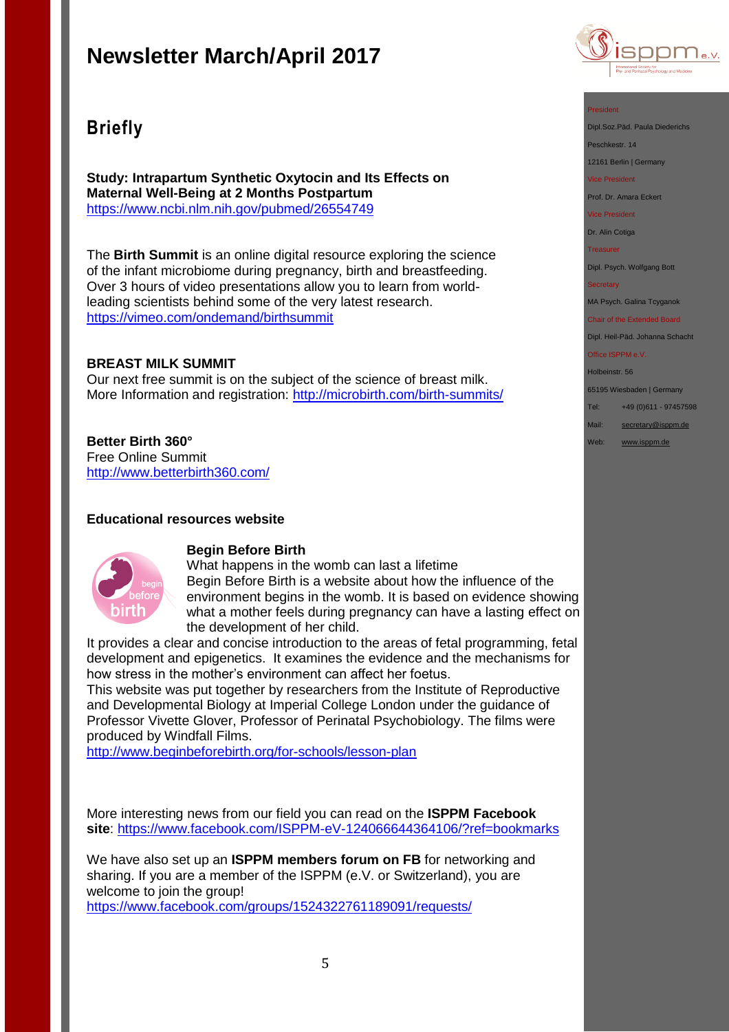# Newsletter March/April 2017

## Briefly

**Study: Intrapartum Synthetic Oxytocin and Its Effects on Maternal Well-Being at 2 Months Postpartum**
https://www.ncbi.nlm.nih.gov/pubmed/26554749

The **Birth Summit** is an online digital resource exploring the science of the infant microbiome during pregnancy, birth and breastfeeding. Over 3 hours of video presentations allow you to learn from world-leading scientists behind some of the very latest research.
https://vimeo.com/ondemand/birthsummit

**BREAST MILK SUMMIT**
Our next free summit is on the subject of the science of breast milk. More Information and registration: http://microbirth.com/birth-summits/

**Better Birth 360°**
Free Online Summit
http://www.betterbirth360.com/

**Educational resources website**

**Begin Before Birth**
What happens in the womb can last a lifetime
Begin Before Birth is a website about how the influence of the environment begins in the womb. It is based on evidence showing what a mother feels during pregnancy can have a lasting effect on the development of her child.
It provides a clear and concise introduction to the areas of fetal programming, fetal development and epigenetics. It examines the evidence and the mechanisms for how stress in the mother's environment can affect her foetus.
This website was put together by researchers from the Institute of Reproductive and Developmental Biology at Imperial College London under the guidance of Professor Vivette Glover, Professor of Perinatal Psychobiology. The films were produced by Windfall Films.
http://www.beginbeforebirth.org/for-schools/lesson-plan

More interesting news from our field you can read on the **ISPPM Facebook site**: https://www.facebook.com/ISPPM-eV-124066644364106/?ref=bookmarks

We have also set up an **ISPPM members forum on FB** for networking and sharing. If you are a member of the ISPPM (e.V. or Switzerland), you are welcome to join the group!
https://www.facebook.com/groups/1524322761189091/requests/

President
Dipl.Soz.Päd. Paula Diederichs
Peschkestr. 14
12161 Berlin | Germany
Vice President
Prof. Dr. Amara Eckert
Vice President
Dr. Alin Cotiga
Treasurer
Dipl. Psych. Wolfgang Bott
Secretary
MA Psych. Galina Tcyganok
Chair of the Extended Board
Dipl. Heil-Päd. Johanna Schacht
Office ISPPM e.V.
Holbeinstr. 56
65195 Wiesbaden | Germany
Tel: +49 (0)611 - 97457598
Mail: secretary@isppm.de
Web: www.isppm.de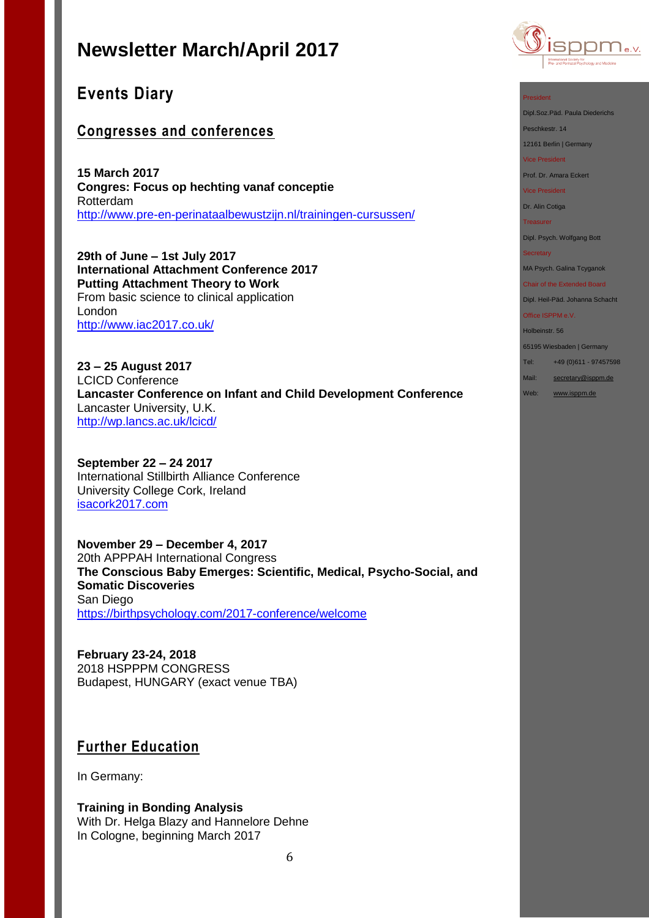# Newsletter March/April 2017

## Events Diary

### Congresses and conferences

**15 March 2017**
**Congres: Focus op hechting vanaf conceptie**
Rotterdam
http://www.pre-en-perinataalbewustzijn.nl/trainingen-cursussen/

**29th of June – 1st July 2017**
**International Attachment Conference 2017**
**Putting Attachment Theory to Work**
From basic science to clinical application
London
http://www.iac2017.co.uk/

**23 – 25 August 2017**
LCICD Conference
**Lancaster Conference on Infant and Child Development Conference**
Lancaster University, U.K.
http://wp.lancs.ac.uk/lcicd/

**September 22 – 24 2017**
International Stillbirth Alliance Conference
University College Cork, Ireland
isacork2017.com

**November 29 – December 4, 2017**
20th APPPAH International Congress
**The Conscious Baby Emerges: Scientific, Medical, Psycho-Social, and Somatic Discoveries**
San Diego
https://birthpsychology.com/2017-conference/welcome

**February 23-24, 2018**
2018 HSPPPM CONGRESS
Budapest, HUNGARY (exact venue TBA)

### Further Education

In Germany:

**Training in Bonding Analysis**
With Dr. Helga Blazy and Hannelore Dehne
In Cologne, beginning March 2017

President
Dipl.Soz.Päd. Paula Diederichs
Peschkestr. 14
12161 Berlin | Germany
Vice President
Prof. Dr. Amara Eckert
Vice President
Dr. Alin Cotiga
Treasurer
Dipl. Psych. Wolfgang Bott
Secretary
MA Psych. Galina Tcyganok
Chair of the Extended Board
Dipl. Heil-Päd. Johanna Schacht
Office ISPPM e.V.
Holbeinstr. 56
65195 Wiesbaden | Germany
Tel: +49 (0)611 - 97457598
Mail: secretary@isppm.de
Web: www.isppm.de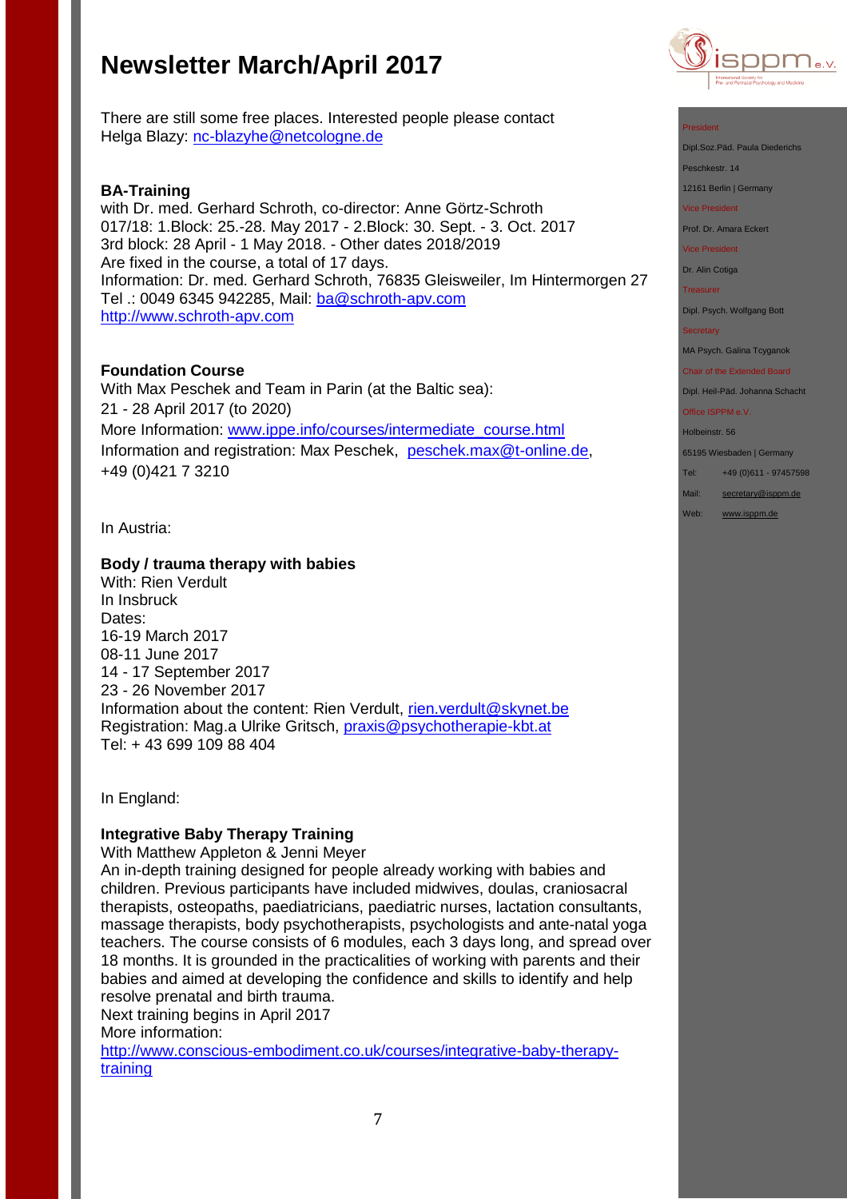There are still some free places. Interested people please contact Helga Blazy: nc-blazyhe@netcologne.de

**BA-Training**
with Dr. med. Gerhard Schroth, co-director: Anne Görtz-Schroth
017/18: 1.Block: 25.-28. May 2017 - 2.Block: 30. Sept. - 3. Oct. 2017
3rd block: 28 April - 1 May 2018. - Other dates 2018/2019
Are fixed in the course, a total of 17 days.
Information: Dr. med. Gerhard Schroth, 76835 Gleisweiler, Im Hintermorgen 27
Tel .: 0049 6345 942285, Mail: ba@schroth-apv.com
http://www.schroth-apv.com

**Foundation Course**
With Max Peschek and Team in Parin (at the Baltic sea):
21 - 28 April 2017 (to 2020)
More Information: www.ippe.info/courses/intermediate_course.html
Information and registration: Max Peschek, peschek.max@t-online.de,
+49 (0)421 7 3210

In Austria:

**Body / trauma therapy with babies**
With: Rien Verdult
In Insbruck
Dates:
16-19 March 2017
08-11 June 2017
14 - 17 September 2017
23 - 26 November 2017
Information about the content: Rien Verdult, rien.verdult@skynet.be
Registration: Mag.a Ulrike Gritsch, praxis@psychotherapie-kbt.at
Tel: + 43 699 109 88 404

In England:

**Integrative Baby Therapy Training**
With Matthew Appleton & Jenni Meyer
An in-depth training designed for people already working with babies and children. Previous participants have included midwives, doulas, craniosacral therapists, osteopaths, paediatricians, paediatric nurses, lactation consultants, massage therapists, body psychotherapists, psychologists and ante-natal yoga teachers. The course consists of 6 modules, each 3 days long, and spread over 18 months. It is grounded in the practicalities of working with parents and their babies and aimed at developing the confidence and skills to identify and help resolve prenatal and birth trauma.
Next training begins in April 2017
More information:
http://www.conscious-embodiment.co.uk/courses/integrative-baby-therapy-training

President
Dipl.Soz.Päd. Paula Diederichs
Peschkestr. 14
12161 Berlin | Germany
Vice President
Prof. Dr. Amara Eckert
Vice President
Dr. Alin Cotiga
Treasurer
Dipl. Psych. Wolfgang Bott
Secretary
MA Psych. Galina Tcyganok
Chair of the Extended Board
Dipl. Heil-Päd. Johanna Schacht
Office ISPPM e.V.
Holbeinstr. 56
65195 Wiesbaden | Germany
Tel: +49 (0)611 - 97457598
Mail: secretary@isppm.de
Web: www.isppm.de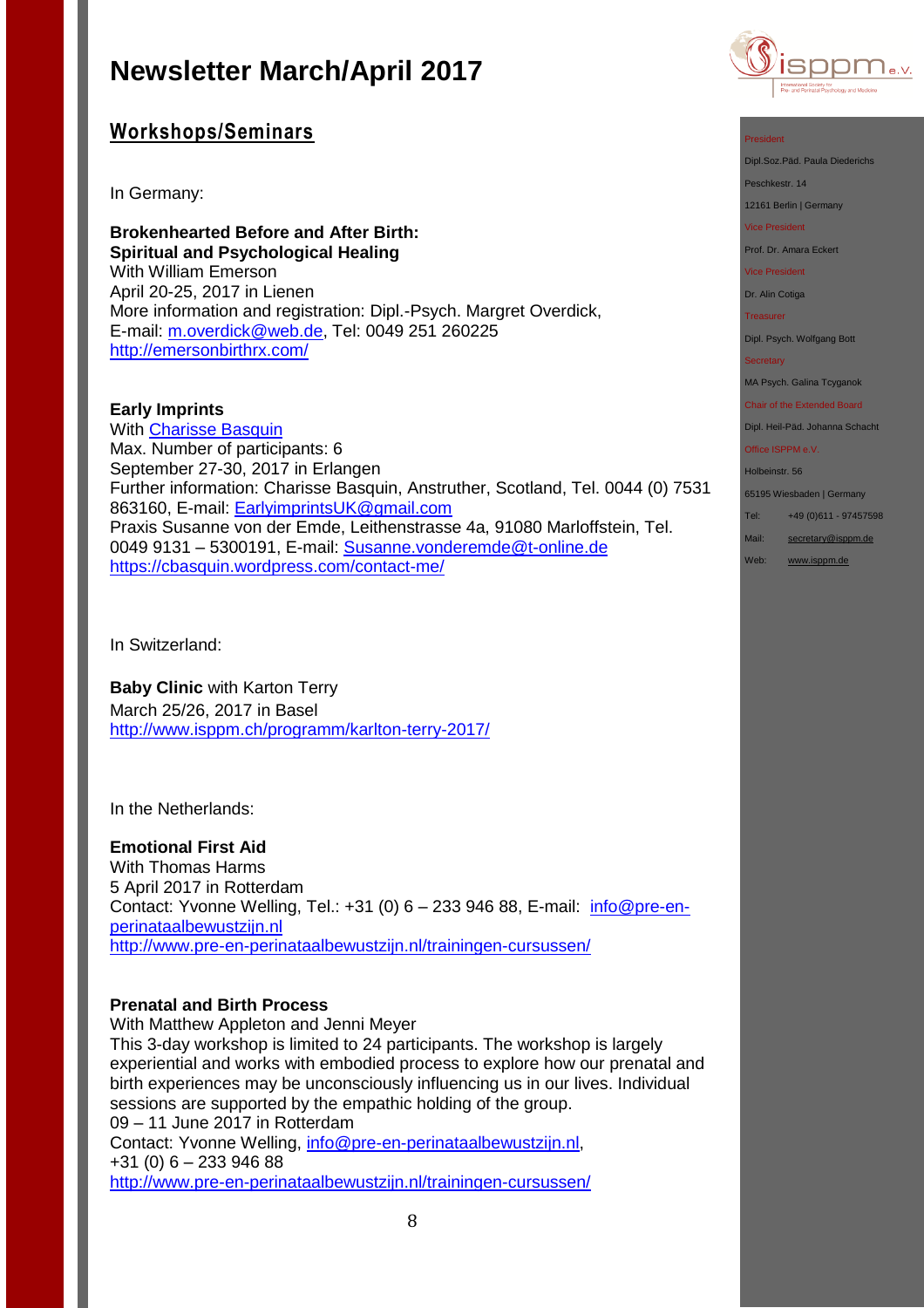# Newsletter March/April 2017

## Workshops/Seminars

In Germany:

**Brokenhearted Before and After Birth: Spiritual and Psychological Healing**
With William Emerson
April 20-25, 2017 in Lienen
More information and registration: Dipl.-Psych. Margret Overdick,
E-mail: m.overdick@web.de, Tel: 0049 251 260225
http://emersonbirthrx.com/

**Early Imprints**
With Charisse Basquin
Max. Number of participants: 6
September 27-30, 2017 in Erlangen
Further information: Charisse Basquin, Anstruther, Scotland, Tel. 0044 (0) 7531 863160, E-mail: EarlyimprintsUK@gmail.com
Praxis Susanne von der Emde, Leithenstrasse 4a, 91080 Marloffstein, Tel. 0049 9131 – 5300191, E-mail: Susanne.vonderemde@t-online.de
https://cbasquin.wordpress.com/contact-me/

In Switzerland:

**Baby Clinic** with Karton Terry
March 25/26, 2017 in Basel
http://www.isppm.ch/programm/karlton-terry-2017/

In the Netherlands:

**Emotional First Aid**
With Thomas Harms
5 April 2017 in Rotterdam
Contact: Yvonne Welling, Tel.: +31 (0) 6 – 233 946 88, E-mail: info@pre-en-perinataalbewustzijn.nl
http://www.pre-en-perinataalbewustzijn.nl/trainingen-cursussen/

**Prenatal and Birth Process**
With Matthew Appleton and Jenni Meyer
This 3-day workshop is limited to 24 participants. The workshop is largely experiential and works with embodied process to explore how our prenatal and birth experiences may be unconsciously influencing us in our lives. Individual sessions are supported by the empathic holding of the group.
09 – 11 June 2017 in Rotterdam
Contact: Yvonne Welling, info@pre-en-perinataalbewustzijn.nl, +31 (0) 6 – 233 946 88
http://www.pre-en-perinataalbewustzijn.nl/trainingen-cursussen/

President
Dipl.Soz.Päd. Paula Diederichs
Peschkestr. 14
12161 Berlin | Germany
Vice President
Prof. Dr. Amara Eckert
Vice President
Dr. Alin Cotiga
Treasurer
Dipl. Psych. Wolfgang Bott
Secretary
MA Psych. Galina Tcyganok
Chair of the Extended Board
Dipl. Heil-Päd. Johanna Schacht
Office ISPPM e.V.
Holbeinstr. 56
65195 Wiesbaden | Germany
Tel: +49 (0)611 - 97457598
Mail: secretary@isppm.de
Web: www.isppm.de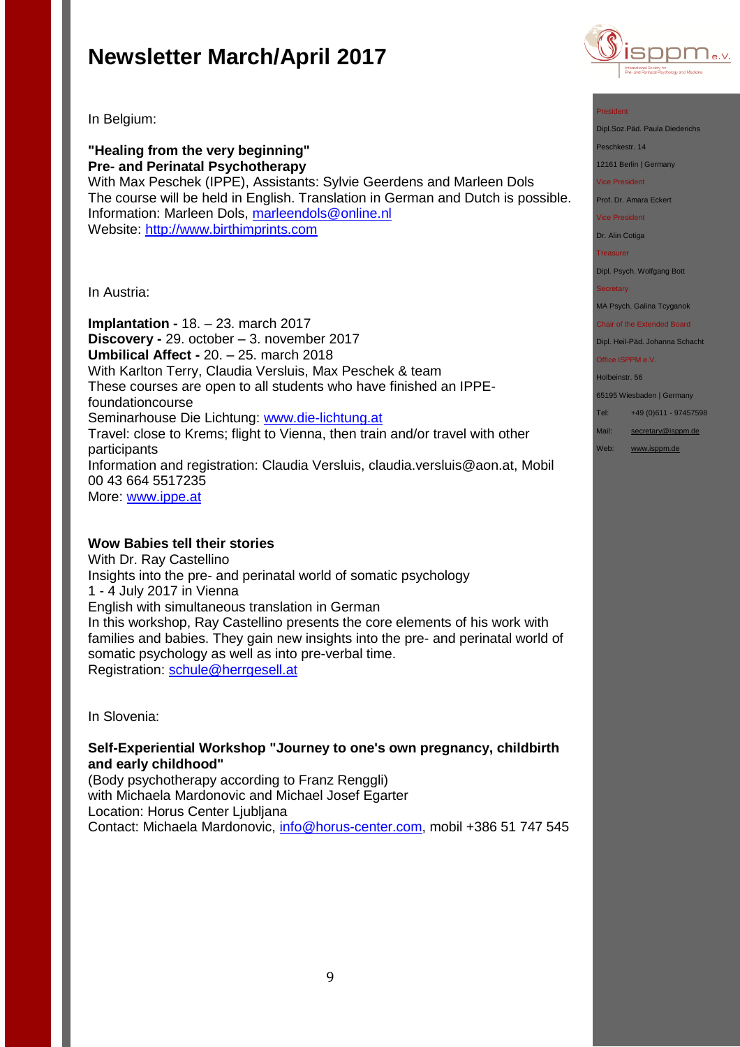In Belgium:

**"Healing from the very beginning"**
**Pre- and Perinatal Psychotherapy**
With Max Peschek (IPPE), Assistants: Sylvie Geerdens and Marleen Dols
The course will be held in English. Translation in German and Dutch is possible.
Information: Marleen Dols, marleendols@online.nl
Website: http://www.birthimprints.com

In Austria:

**Implantation -** 18. – 23. march 2017
**Discovery -** 29. october – 3. november 2017
**Umbilical Affect -** 20. – 25. march 2018
With Karlton Terry, Claudia Versluis, Max Peschek & team
These courses are open to all students who have finished an IPPE-foundationcourse
Seminarhouse Die Lichtung: www.die-lichtung.at
Travel: close to Krems; flight to Vienna, then train and/or travel with other participants
Information and registration: Claudia Versluis, claudia.versluis@aon.at, Mobil 00 43 664 5517235
More: www.ippe.at

**Wow Babies tell their stories**
With Dr. Ray Castellino
Insights into the pre- and perinatal world of somatic psychology
1 - 4 July 2017 in Vienna
English with simultaneous translation in German
In this workshop, Ray Castellino presents the core elements of his work with families and babies. They gain new insights into the pre- and perinatal world of somatic psychology as well as into pre-verbal time.
Registration: schule@herrgesell.at

In Slovenia:

**Self-Experiential Workshop "Journey to one's own pregnancy, childbirth and early childhood"**
(Body psychotherapy according to Franz Renggli)
with Michaela Mardonovic and Michael Josef Egarter
Location: Horus Center Ljubljana
Contact: Michaela Mardonovic, info@horus-center.com, mobil +386 51 747 545

President
Dipl.Soz.Päd. Paula Diederichs
Peschkestr. 14
12161 Berlin | Germany
Vice President
Prof. Dr. Amara Eckert
Vice President
Dr. Alin Cotiga
Treasurer
Dipl. Psych. Wolfgang Bott
Secretary
MA Psych. Galina Tcyganok
Chair of the Extended Board
Dipl. Heil-Päd. Johanna Schacht
Office ISPPM e.V.
Holbeinstr. 56
65195 Wiesbaden | Germany
Tel: +49 (0)611 - 97457598
Mail: secretary@isppm.de
Web: www.isppm.de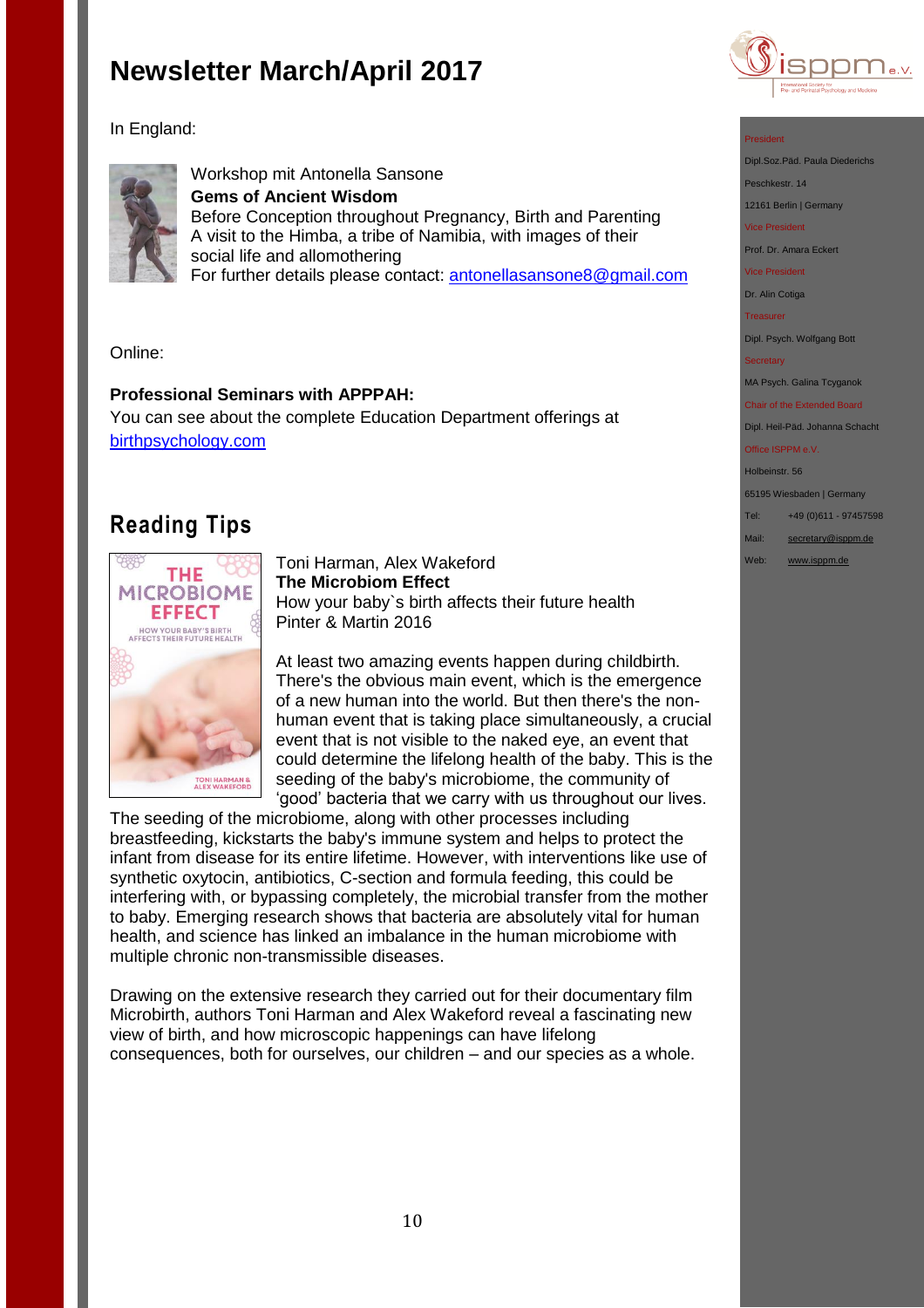# Newsletter March/April 2017

In England:

Workshop mit Antonella Sansone
**Gems of Ancient Wisdom**
Before Conception throughout Pregnancy, Birth and Parenting
A visit to the Himba, a tribe of Namibia, with images of their social life and allomothering
For further details please contact: antonellasansone8@gmail.com

Online:

**Professional Seminars with APPPAH:**
You can see about the complete Education Department offerings at birthpsychology.com

## Reading Tips

Toni Harman, Alex Wakeford
**The Microbiom Effect**
How your baby`s birth affects their future health
Pinter & Martin 2016

At least two amazing events happen during childbirth. There's the obvious main event, which is the emergence of a new human into the world. But then there's the non-human event that is taking place simultaneously, a crucial event that is not visible to the naked eye, an event that could determine the lifelong health of the baby. This is the seeding of the baby's microbiome, the community of 'good' bacteria that we carry with us throughout our lives. The seeding of the microbiome, along with other processes including breastfeeding, kickstarts the baby's immune system and helps to protect the infant from disease for its entire lifetime. However, with interventions like use of synthetic oxytocin, antibiotics, C-section and formula feeding, this could be interfering with, or bypassing completely, the microbial transfer from the mother to baby. Emerging research shows that bacteria are absolutely vital for human health, and science has linked an imbalance in the human microbiome with multiple chronic non-transmissible diseases.

Drawing on the extensive research they carried out for their documentary film Microbirth, authors Toni Harman and Alex Wakeford reveal a fascinating new view of birth, and how microscopic happenings can have lifelong consequences, both for ourselves, our children – and our species as a whole.

President
Dipl.Soz.Päd. Paula Diederichs
Peschkestr. 14
12161 Berlin | Germany

Vice President
Prof. Dr. Amara Eckert

Vice President
Dr. Alin Cotiga

Treasurer
Dipl. Psych. Wolfgang Bott

Secretary
MA Psych. Galina Tcyganok

Chair of the Extended Board
Dipl. Heil-Päd. Johanna Schacht

Office ISPPM e.V.
Holbeinstr. 56
65195 Wiesbaden | Germany
Tel: +49 (0)611 - 97457598
Mail: secretary@isppm.de
Web: www.isppm.de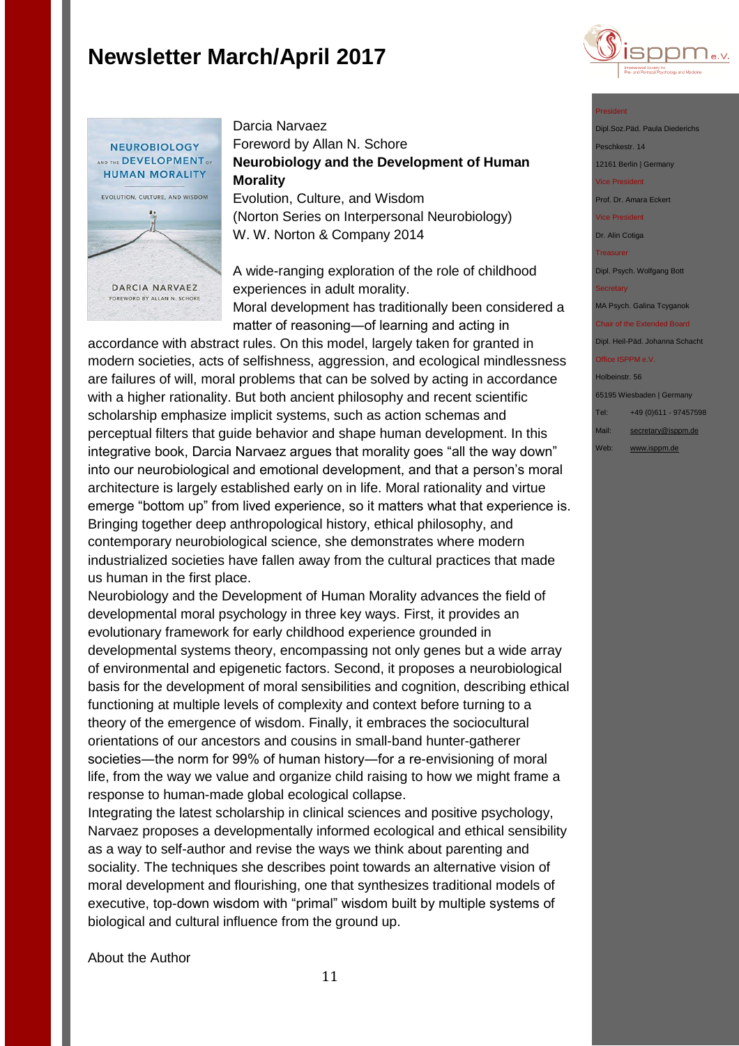# Newsletter March/April 2017

Darcia Narvaez
Foreword by Allan N. Schore
**Neurobiology and the Development of Human Morality**
Evolution, Culture, and Wisdom
(Norton Series on Interpersonal Neurobiology)
W. W. Norton & Company 2014

A wide-ranging exploration of the role of childhood experiences in adult morality.
Moral development has traditionally been considered a matter of reasoning—of learning and acting in accordance with abstract rules. On this model, largely taken for granted in modern societies, acts of selfishness, aggression, and ecological mindlessness are failures of will, moral problems that can be solved by acting in accordance with a higher rationality. But both ancient philosophy and recent scientific scholarship emphasize implicit systems, such as action schemas and perceptual filters that guide behavior and shape human development. In this integrative book, Darcia Narvaez argues that morality goes "all the way down" into our neurobiological and emotional development, and that a person's moral architecture is largely established early on in life. Moral rationality and virtue emerge "bottom up" from lived experience, so it matters what that experience is. Bringing together deep anthropological history, ethical philosophy, and contemporary neurobiological science, she demonstrates where modern industrialized societies have fallen away from the cultural practices that made us human in the first place.
Neurobiology and the Development of Human Morality advances the field of developmental moral psychology in three key ways. First, it provides an evolutionary framework for early childhood experience grounded in developmental systems theory, encompassing not only genes but a wide array of environmental and epigenetic factors. Second, it proposes a neurobiological basis for the development of moral sensibilities and cognition, describing ethical functioning at multiple levels of complexity and context before turning to a theory of the emergence of wisdom. Finally, it embraces the sociocultural orientations of our ancestors and cousins in small-band hunter-gatherer societies—the norm for 99% of human history—for a re-envisioning of moral life, from the way we value and organize child raising to how we might frame a response to human-made global ecological collapse.
Integrating the latest scholarship in clinical sciences and positive psychology, Narvaez proposes a developmentally informed ecological and ethical sensibility as a way to self-author and revise the ways we think about parenting and sociality. The techniques she describes point towards an alternative vision of moral development and flourishing, one that synthesizes traditional models of executive, top-down wisdom with "primal" wisdom built by multiple systems of biological and cultural influence from the ground up.

About the Author

President
Dipl.Soz.Päd. Paula Diederichs
Peschkestr. 14
12161 Berlin | Germany
Vice President
Prof. Dr. Amara Eckert
Vice President
Dr. Alin Cotiga
Treasurer
Dipl. Psych. Wolfgang Bott
Secretary
MA Psych. Galina Tcyganok
Chair of the Extended Board
Dipl. Heil-Päd. Johanna Schacht
Office ISPPM e.V.
Holbeinstr. 56
65195 Wiesbaden | Germany
Tel: +49 (0)611 - 97457598
Mail: secretary@isppm.de
Web: www.isppm.de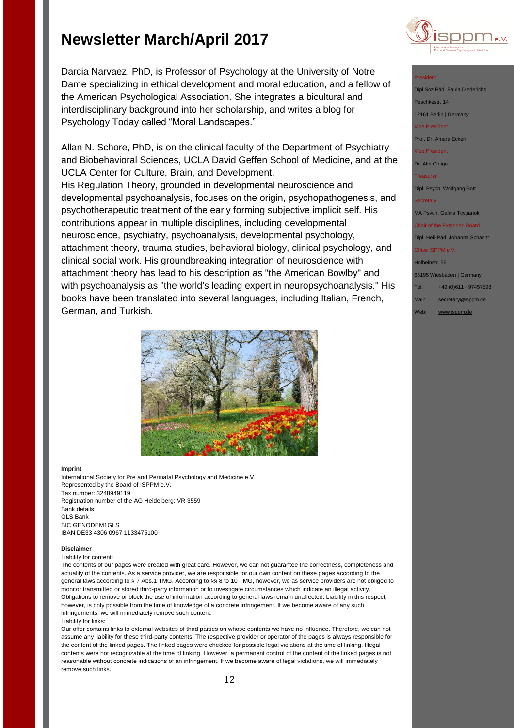Darcia Narvaez, PhD, is Professor of Psychology at the University of Notre Dame specializing in ethical development and moral education, and a fellow of the American Psychological Association. She integrates a bicultural and interdisciplinary background into her scholarship, and writes a blog for Psychology Today called "Moral Landscapes."

Allan N. Schore, PhD, is on the clinical faculty of the Department of Psychiatry and Biobehavioral Sciences, UCLA David Geffen School of Medicine, and at the UCLA Center for Culture, Brain, and Development.
His Regulation Theory, grounded in developmental neuroscience and developmental psychoanalysis, focuses on the origin, psychopathogenesis, and psychotherapeutic treatment of the early forming subjective implicit self. His contributions appear in multiple disciplines, including developmental neuroscience, psychiatry, psychoanalysis, developmental psychology, attachment theory, trauma studies, behavioral biology, clinical psychology, and clinical social work. His groundbreaking integration of neuroscience with attachment theory has lead to his description as "the American Bowlby" and with psychoanalysis as "the world's leading expert in neuropsychoanalysis." His books have been translated into several languages, including Italian, French, German, and Turkish.

**Imprint**
International Society for Pre and Perinatal Psychology and Medicine e.V.
Represented by the Board of ISPPM e.V.
Tax number: 3248949119
Registration number of the AG Heidelberg: VR 3559
Bank details:
GLS Bank
BIC GENODEM1GLS
IBAN DE33 4306 0967 1133475100

**Disclaimer**
Liability for content:
The contents of our pages were created with great care. However, we can not guarantee the correctness, completeness and actuality of the contents. As a service provider, we are responsible for our own content on these pages according to the general laws according to § 7 Abs.1 TMG. According to §§ 8 to 10 TMG, however, we as service providers are not obliged to monitor transmitted or stored third-party information or to investigate circumstances which indicate an illegal activity. Obligations to remove or block the use of information according to general laws remain unaffected. Liability in this respect, however, is only possible from the time of knowledge of a concrete infringement. If we become aware of any such infringements, we will immediately remove such content.
Liability for links:
Our offer contains links to external websites of third parties on whose contents we have no influence. Therefore, we can not assume any liability for these third-party contents. The respective provider or operator of the pages is always responsible for the content of the linked pages. The linked pages were checked for possible legal violations at the time of linking. Illegal contents were not recognizable at the time of linking. However, a permanent control of the content of the linked pages is not reasonable without concrete indications of an infringement. If we become aware of legal violations, we will immediately remove such links.

President
Dipl.Soz.Päd. Paula Diederichs
Peschkestr. 14
12161 Berlin | Germany
Vice President
Prof. Dr. Amara Eckert
Vice President
Dr. Alin Cotiga
Treasurer
Dipl. Psych. Wolfgang Bott
Secretary
MA Psych. Galina Tcyganok
Chair of the Extended Board
Dipl. Heil-Päd. Johanna Schacht
Office ISPPM e.V.
Holbeinstr. 56
65195 Wiesbaden | Germany
Tel: +49 (0)611 - 97457598
Mail: secretary@isppm.de
Web: www.isppm.de